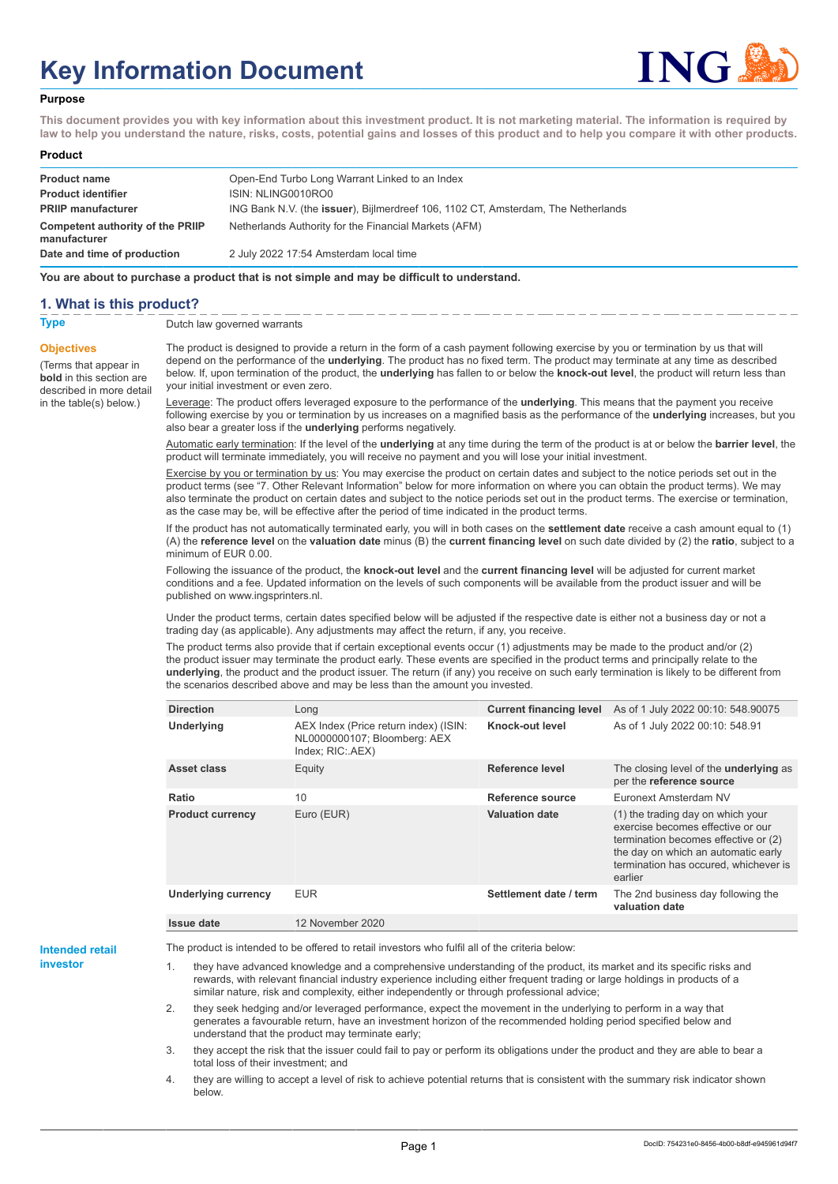# Key Information Document

## Purpose

**This document provides you with key information about this investment product. It is not marketing material. The information is required by law to help you understand the nature, risks, costs, potential gains and losses of this product and to help you compare it with other products.**

## Product

| | |
|---|---|
| **Product name** | Open-End Turbo Long Warrant Linked to an Index |
| **Product identifier** | ISIN: NLING0010RO0 |
| **PRIIP manufacturer** | ING Bank N.V. (the **issuer**), Bijlmerdreef 106, 1102 CT, Amsterdam, The Netherlands |
| **Competent authority of the PRIIP manufacturer** | Netherlands Authority for the Financial Markets (AFM) |
| **Date and time of production** | 2 July 2022 17:54 Amsterdam local time |

**You are about to purchase a product that is not simple and may be difficult to understand.**

## 1. What is this product?

**Type**

Dutch law governed warrants

**Objectives**

(Terms that appear in **bold** in this section are described in more detail in the table(s) below.)

The product is designed to provide a return in the form of a cash payment following exercise by you or termination by us that will depend on the performance of the **underlying**. The product has no fixed term. The product may terminate at any time as described below. If, upon termination of the product, the **underlying** has fallen to or below the **knock-out level**, the product will return less than your initial investment or even zero.

Leverage: The product offers leveraged exposure to the performance of the **underlying**. This means that the payment you receive following exercise by you or termination by us increases on a magnified basis as the performance of the **underlying** increases, but you also bear a greater loss if the **underlying** performs negatively.

Automatic early termination: If the level of the **underlying** at any time during the term of the product is at or below the **barrier level**, the product will terminate immediately, you will receive no payment and you will lose your initial investment.

Exercise by you or termination by us: You may exercise the product on certain dates and subject to the notice periods set out in the product terms (see "7. Other Relevant Information" below for more information on where you can obtain the product terms). We may also terminate the product on certain dates and subject to the notice periods set out in the product terms. The exercise or termination, as the case may be, will be effective after the period of time indicated in the product terms.

If the product has not automatically terminated early, you will in both cases on the **settlement date** receive a cash amount equal to (1) (A) the **reference level** on the **valuation date** minus (B) the **current financing level** on such date divided by (2) the **ratio**, subject to a minimum of EUR 0.00.

Following the issuance of the product, the **knock-out level** and the **current financing level** will be adjusted for current market conditions and a fee. Updated information on the levels of such components will be available from the product issuer and will be published on www.ingsprinters.nl.

Under the product terms, certain dates specified below will be adjusted if the respective date is either not a business day or not a trading day (as applicable). Any adjustments may affect the return, if any, you receive.

The product terms also provide that if certain exceptional events occur (1) adjustments may be made to the product and/or (2) the product issuer may terminate the product early. These events are specified in the product terms and principally relate to the **underlying**, the product and the product issuer. The return (if any) you receive on such early termination is likely to be different from the scenarios described above and may be less than the amount you invested.

| | | | |
|---|---|---|---|
| **Direction** | Long | **Current financing level** | As of 1 July 2022 00:10: 548.90075 |
| **Underlying** | AEX Index (Price return index) (ISIN: NL0000000107; Bloomberg: AEX Index; RIC:.AEX) | **Knock-out level** | As of 1 July 2022 00:10: 548.91 |
| **Asset class** | Equity | **Reference level** | The closing level of the **underlying** as per the **reference source** |
| **Ratio** | 10 | **Reference source** | Euronext Amsterdam NV |
| **Product currency** | Euro (EUR) | **Valuation date** | (1) the trading day on which your exercise becomes effective or our termination becomes effective or (2) the day on which an automatic early termination has occured, whichever is earlier |
| **Underlying currency** | EUR | **Settlement date / term** | The 2nd business day following the **valuation date** |
| **Issue date** | 12 November 2020 | | |

**Intended retail investor**

The product is intended to be offered to retail investors who fulfil all of the criteria below:

1. they have advanced knowledge and a comprehensive understanding of the product, its market and its specific risks and rewards, with relevant financial industry experience including either frequent trading or large holdings in products of a similar nature, risk and complexity, either independently or through professional advice;
2. they seek hedging and/or leveraged performance, expect the movement in the underlying to perform in a way that generates a favourable return, have an investment horizon of the recommended holding period specified below and understand that the product may terminate early;
3. they accept the risk that the issuer could fail to pay or perform its obligations under the product and they are able to bear a total loss of their investment; and
4. they are willing to accept a level of risk to achieve potential returns that is consistent with the summary risk indicator shown below.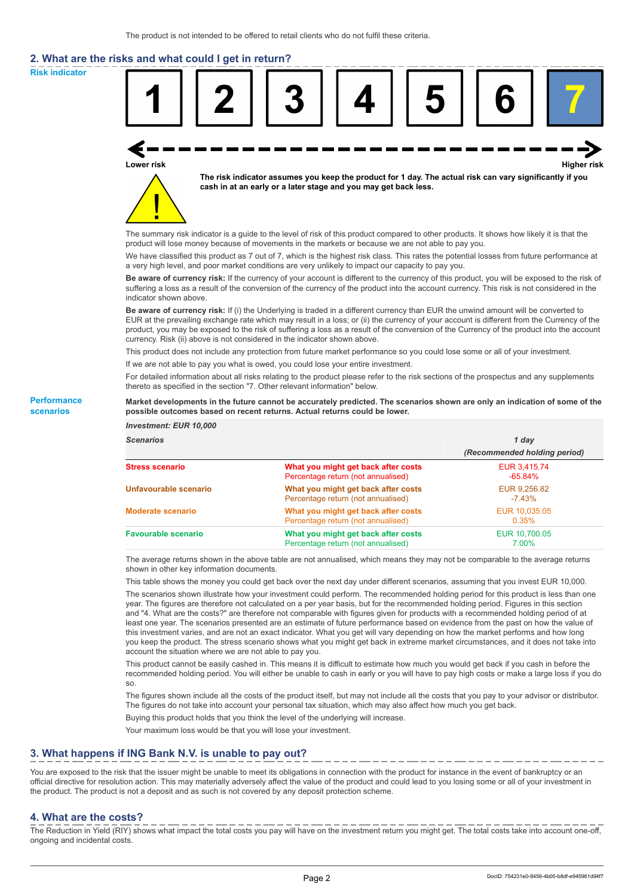The product is not intended to be offered to retail clients who do not fulfil these criteria.

## 2. What are the risks and what could I get in return?

**Risk indicator**

| 1 | 2 | 3 | 4 | 5 | 6 | **7** |
|---|---|---|---|---|---|---|

Lower risk — Higher risk

**The risk indicator assumes you keep the product for 1 day. The actual risk can vary significantly if you cash in at an early or a later stage and you may get back less.**

The summary risk indicator is a guide to the level of risk of this product compared to other products. It shows how likely it is that the product will lose money because of movements in the markets or because we are not able to pay you.

We have classified this product as 7 out of 7, which is the highest risk class. This rates the potential losses from future performance at a very high level, and poor market conditions are very unlikely to impact our capacity to pay you.

**Be aware of currency risk:** If the currency of your account is different to the currency of this product, you will be exposed to the risk of suffering a loss as a result of the conversion of the currency of the product into the account currency. This risk is not considered in the indicator shown above.

**Be aware of currency risk:** If (i) the Underlying is traded in a different currency than EUR the unwind amount will be converted to EUR at the prevailing exchange rate which may result in a loss; or (ii) the currency of your account is different from the Currency of the product, you may be exposed to the risk of suffering a loss as a result of the conversion of the Currency of the product into the account currency. Risk (ii) above is not considered in the indicator shown above.

This product does not include any protection from future market performance so you could lose some or all of your investment.

If we are not able to pay you what is owed, you could lose your entire investment.

For detailed information about all risks relating to the product please refer to the risk sections of the prospectus and any supplements thereto as specified in the section "7. Other relevant information" below.

**Performance scenarios**

**Market developments in the future cannot be accurately predicted. The scenarios shown are only an indication of some of the possible outcomes based on recent returns. Actual returns could be lower.**

| *Investment: EUR 10,000* | | |
|---|---|---|
| *Scenarios* | | *1 day (Recommended holding period)* |
| **Stress scenario** | **What you might get back after costs** | EUR 3,415.74 |
| | Percentage return (not annualised) | -65.84% |
| **Unfavourable scenario** | **What you might get back after costs** | EUR 9,256.82 |
| | Percentage return (not annualised) | -7.43% |
| **Moderate scenario** | **What you might get back after costs** | EUR 10,035.05 |
| | Percentage return (not annualised) | 0.35% |
| **Favourable scenario** | **What you might get back after costs** | EUR 10,700.05 |
| | Percentage return (not annualised) | 7.00% |

The average returns shown in the above table are not annualised, which means they may not be comparable to the average returns shown in other key information documents.

This table shows the money you could get back over the next day under different scenarios, assuming that you invest EUR 10,000.

The scenarios shown illustrate how your investment could perform. The recommended holding period for this product is less than one year. The figures are therefore not calculated on a per year basis, but for the recommended holding period. Figures in this section and "4. What are the costs?" are therefore not comparable with figures given for products with a recommended holding period of at least one year. The scenarios presented are an estimate of future performance based on evidence from the past on how the value of this investment varies, and are not an exact indicator. What you get will vary depending on how the market performs and how long you keep the product. The stress scenario shows what you might get back in extreme market circumstances, and it does not take into account the situation where we are not able to pay you.

This product cannot be easily cashed in. This means it is difficult to estimate how much you would get back if you cash in before the recommended holding period. You will either be unable to cash in early or you will have to pay high costs or make a large loss if you do so.

The figures shown include all the costs of the product itself, but may not include all the costs that you pay to your advisor or distributor. The figures do not take into account your personal tax situation, which may also affect how much you get back.

Buying this product holds that you think the level of the underlying will increase.

Your maximum loss would be that you will lose your investment.

## 3. What happens if ING Bank N.V. is unable to pay out?

You are exposed to the risk that the issuer might be unable to meet its obligations in connection with the product for instance in the event of bankruptcy or an official directive for resolution action. This may materially adversely affect the value of the product and could lead to you losing some or all of your investment in the product. The product is not a deposit and as such is not covered by any deposit protection scheme.

## 4. What are the costs?

The Reduction in Yield (RIY) shows what impact the total costs you pay will have on the investment return you might get. The total costs take into account one-off, ongoing and incidental costs.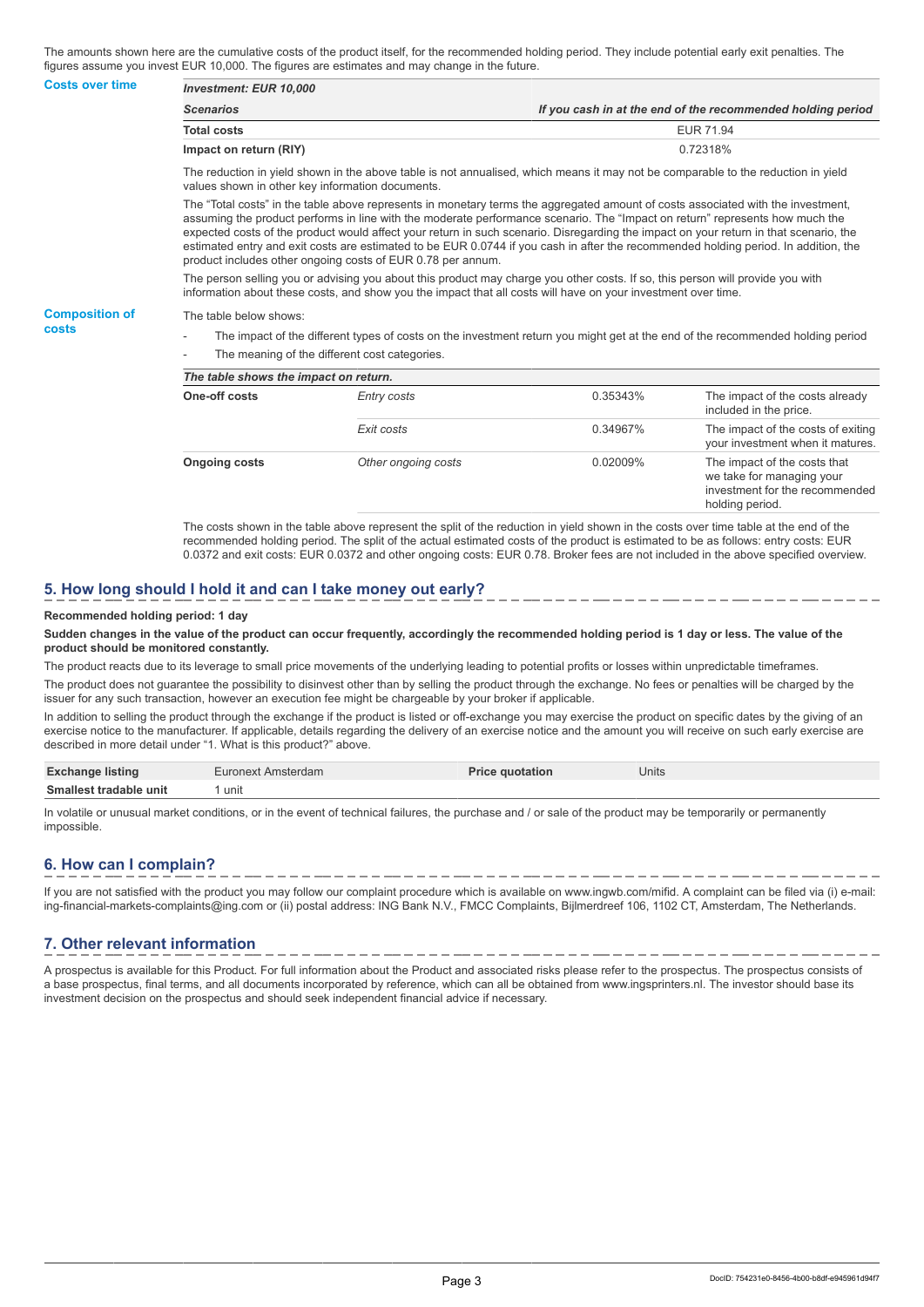The amounts shown here are the cumulative costs of the product itself, for the recommended holding period. They include potential early exit penalties. The figures assume you invest EUR 10,000. The figures are estimates and may change in the future.

**Costs over time**

| *Investment: EUR 10,000* | |
|---|---|
| ***Scenarios*** | ***If you cash in at the end of the recommended holding period*** |
| **Total costs** | EUR 71.94 |
| **Impact on return (RIY)** | 0.72318% |

The reduction in yield shown in the above table is not annualised, which means it may not be comparable to the reduction in yield values shown in other key information documents.

The "Total costs" in the table above represents in monetary terms the aggregated amount of costs associated with the investment, assuming the product performs in line with the moderate performance scenario. The "Impact on return" represents how much the expected costs of the product would affect your return in such scenario. Disregarding the impact on your return in that scenario, the estimated entry and exit costs are estimated to be EUR 0.0744 if you cash in after the recommended holding period. In addition, the product includes other ongoing costs of EUR 0.78 per annum.

The person selling you or advising you about this product may charge you other costs. If so, this person will provide you with information about these costs, and show you the impact that all costs will have on your investment over time.

**Composition of costs**

The table below shows:

- The impact of the different types of costs on the investment return you might get at the end of the recommended holding period
- The meaning of the different cost categories.

| *The table shows the impact on return.* | | | |
|---|---|---|---|
| **One-off costs** | *Entry costs* | 0.35343% | The impact of the costs already included in the price. |
| | *Exit costs* | 0.34967% | The impact of the costs of exiting your investment when it matures. |
| **Ongoing costs** | *Other ongoing costs* | 0.02009% | The impact of the costs that we take for managing your investment for the recommended holding period. |

The costs shown in the table above represent the split of the reduction in yield shown in the costs over time table at the end of the recommended holding period. The split of the actual estimated costs of the product is estimated to be as follows: entry costs: EUR 0.0372 and exit costs: EUR 0.0372 and other ongoing costs: EUR 0.78. Broker fees are not included in the above specified overview.

## 5. How long should I hold it and can I take money out early?

**Recommended holding period: 1 day**

**Sudden changes in the value of the product can occur frequently, accordingly the recommended holding period is 1 day or less. The value of the product should be monitored constantly.**

The product reacts due to its leverage to small price movements of the underlying leading to potential profits or losses within unpredictable timeframes.

The product does not guarantee the possibility to disinvest other than by selling the product through the exchange. No fees or penalties will be charged by the issuer for any such transaction, however an execution fee might be chargeable by your broker if applicable.

In addition to selling the product through the exchange if the product is listed or off-exchange you may exercise the product on specific dates by the giving of an exercise notice to the manufacturer. If applicable, details regarding the delivery of an exercise notice and the amount you will receive on such early exercise are described in more detail under "1. What is this product?" above.

| **Exchange listing** | Euronext Amsterdam | **Price quotation** | Units |
|---|---|---|---|
| **Smallest tradable unit** | 1 unit | | |

In volatile or unusual market conditions, or in the event of technical failures, the purchase and / or sale of the product may be temporarily or permanently impossible.

## 6. How can I complain?

If you are not satisfied with the product you may follow our complaint procedure which is available on www.ingwb.com/mifid. A complaint can be filed via (i) e-mail: ing-financial-markets-complaints@ing.com or (ii) postal address: ING Bank N.V., FMCC Complaints, Bijlmerdreef 106, 1102 CT, Amsterdam, The Netherlands.

## 7. Other relevant information

A prospectus is available for this Product. For full information about the Product and associated risks please refer to the prospectus. The prospectus consists of a base prospectus, final terms, and all documents incorporated by reference, which can all be obtained from www.ingsprinters.nl. The investor should base its investment decision on the prospectus and should seek independent financial advice if necessary.